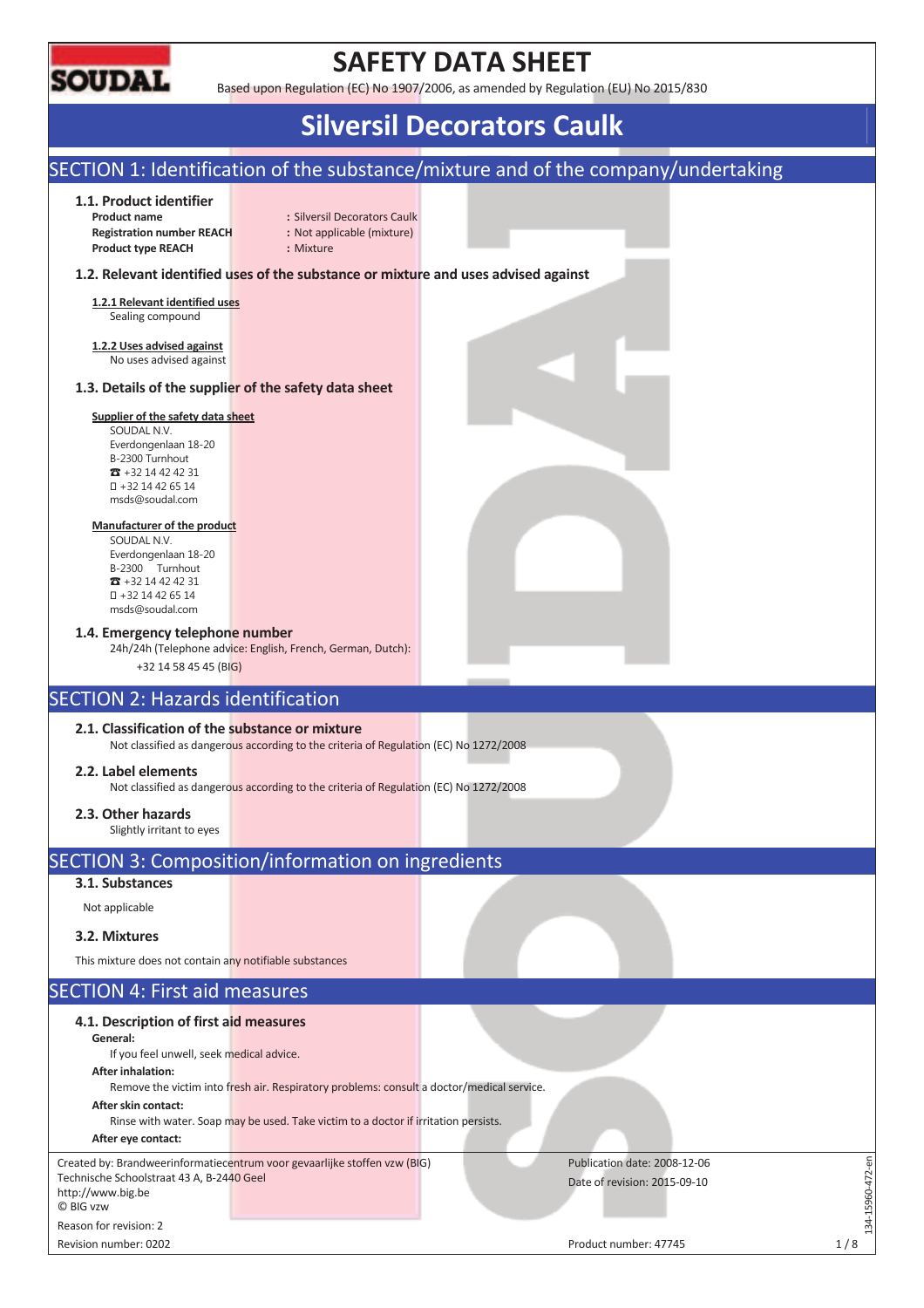# SAFETY DATA SHEET

Based upon Regulation (EC) No 1907/2006, as amended by Regulation (EU) No 2015/830

# Silversil Decorators Caulk

## SECTION 1: Identification of the substance/mixture and of the company/undertaking

### 1.1. Product identifier

**Product name** : Silversil Decorators Caulk
**Registration number REACH** : Not applicable (mixture)
**Product type REACH** : Mixture

### 1.2. Relevant identified uses of the substance or mixture and uses advised against

**1.2.1 Relevant identified uses**
Sealing compound

**1.2.2 Uses advised against**
No uses advised against

### 1.3. Details of the supplier of the safety data sheet

**Supplier of the safety data sheet**
SOUDAL N.V.
Everdongenlaan 18-20
B-2300 Turnhout
☎ +32 14 42 42 31
+32 14 42 65 14
msds@soudal.com

**Manufacturer of the product**
SOUDAL N.V.
Everdongenlaan 18-20
B-2300 Turnhout
☎ +32 14 42 42 31
+32 14 42 65 14
msds@soudal.com

### 1.4. Emergency telephone number

24h/24h (Telephone advice: English, French, German, Dutch):
+32 14 58 45 45 (BIG)

## SECTION 2: Hazards identification

### 2.1. Classification of the substance or mixture

Not classified as dangerous according to the criteria of Regulation (EC) No 1272/2008

### 2.2. Label elements

Not classified as dangerous according to the criteria of Regulation (EC) No 1272/2008

### 2.3. Other hazards

Slightly irritant to eyes

## SECTION 3: Composition/information on ingredients

### 3.1. Substances

Not applicable

### 3.2. Mixtures

This mixture does not contain any notifiable substances

## SECTION 4: First aid measures

### 4.1. Description of first aid measures

**General:**
If you feel unwell, seek medical advice.

**After inhalation:**
Remove the victim into fresh air. Respiratory problems: consult a doctor/medical service.

**After skin contact:**
Rinse with water. Soap may be used. Take victim to a doctor if irritation persists.

**After eye contact:**

Created by: Brandweerinformatiecentrum voor gevaarlijke stoffen vzw (BIG)
Technische Schoolstraat 43 A, B-2440 Geel
http://www.big.be
© BIG vzw

Reason for revision: 2
Revision number: 0202

Publication date: 2008-12-06
Date of revision: 2015-09-10

Product number: 47745

134-15960-472-en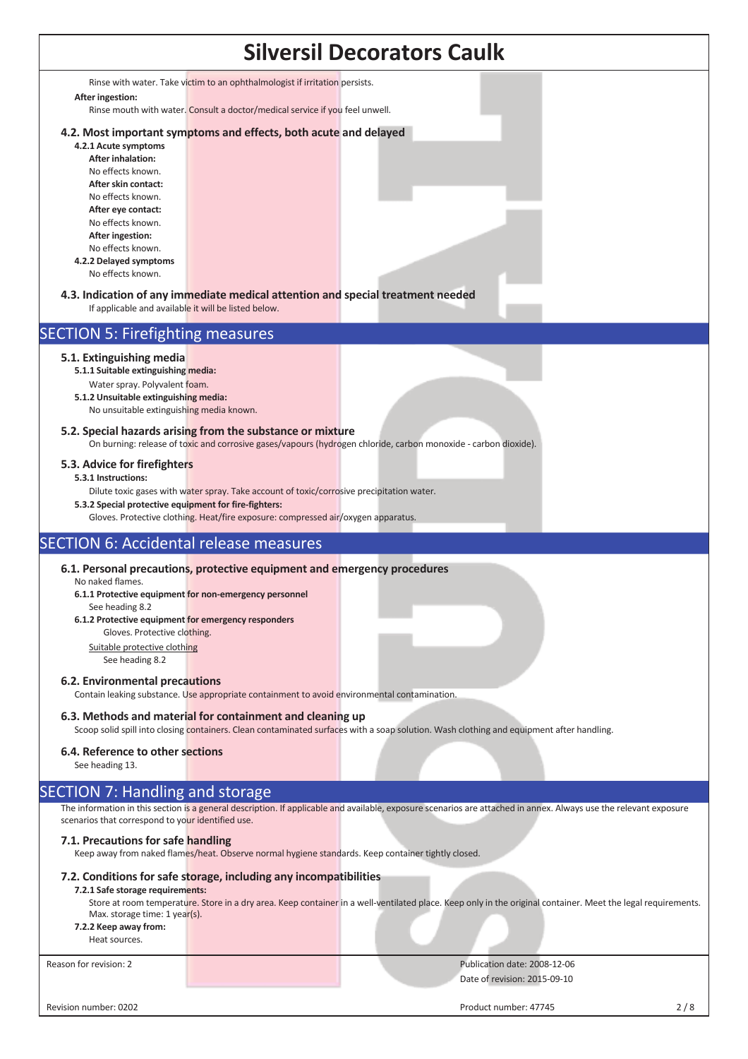Rinse with water. Take victim to an ophthalmologist if irritation persists.

**After ingestion:**

Rinse mouth with water. Consult a doctor/medical service if you feel unwell.

### 4.2. Most important symptoms and effects, both acute and delayed

**4.2.1 Acute symptoms**

**After inhalation:**

No effects known.

**After skin contact:**

No effects known.

**After eye contact:**

No effects known.

**After ingestion:**

No effects known.

**4.2.2 Delayed symptoms**

No effects known.

### 4.3. Indication of any immediate medical attention and special treatment needed

If applicable and available it will be listed below.

## SECTION 5: Firefighting measures

### 5.1. Extinguishing media

**5.1.1 Suitable extinguishing media:**

Water spray. Polyvalent foam.

**5.1.2 Unsuitable extinguishing media:**

No unsuitable extinguishing media known.

### 5.2. Special hazards arising from the substance or mixture

On burning: release of toxic and corrosive gases/vapours (hydrogen chloride, carbon monoxide - carbon dioxide).

### 5.3. Advice for firefighters

**5.3.1 Instructions:**

Dilute toxic gases with water spray. Take account of toxic/corrosive precipitation water.

**5.3.2 Special protective equipment for fire-fighters:**

Gloves. Protective clothing. Heat/fire exposure: compressed air/oxygen apparatus.

## SECTION 6: Accidental release measures

### 6.1. Personal precautions, protective equipment and emergency procedures

No naked flames.

**6.1.1 Protective equipment for non-emergency personnel**

See heading 8.2

**6.1.2 Protective equipment for emergency responders**

Gloves. Protective clothing.

Suitable protective clothing

See heading 8.2

### 6.2. Environmental precautions

Contain leaking substance. Use appropriate containment to avoid environmental contamination.

### 6.3. Methods and material for containment and cleaning up

Scoop solid spill into closing containers. Clean contaminated surfaces with a soap solution. Wash clothing and equipment after handling.

### 6.4. Reference to other sections

See heading 13.

## SECTION 7: Handling and storage

The information in this section is a general description. If applicable and available, exposure scenarios are attached in annex. Always use the relevant exposure scenarios that correspond to your identified use.

### 7.1. Precautions for safe handling

Keep away from naked flames/heat. Observe normal hygiene standards. Keep container tightly closed.

### 7.2. Conditions for safe storage, including any incompatibilities

**7.2.1 Safe storage requirements:**

Store at room temperature. Store in a dry area. Keep container in a well-ventilated place. Keep only in the original container. Meet the legal requirements. Max. storage time: 1 year(s).

**7.2.2 Keep away from:**

Heat sources.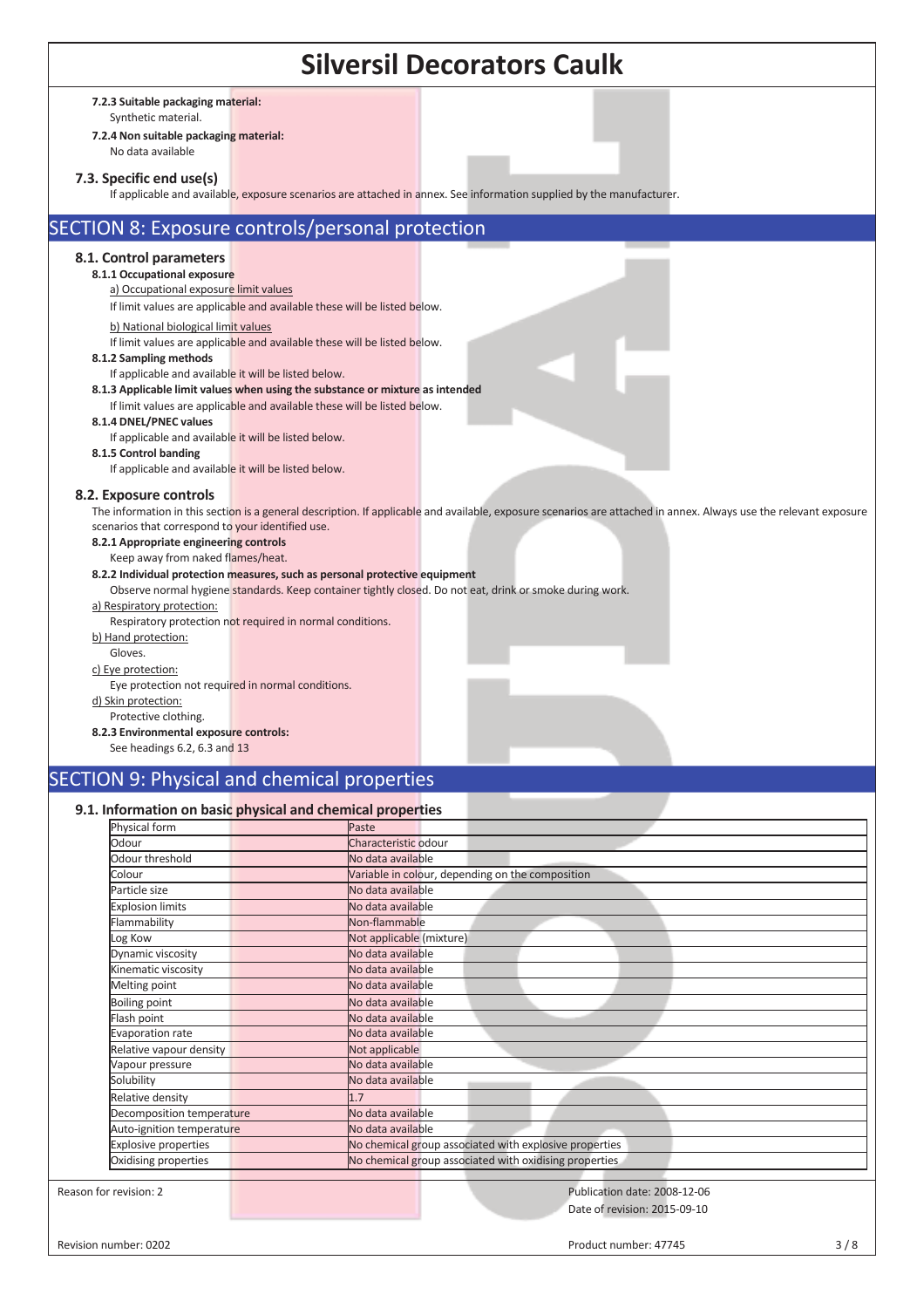**7.2.3 Suitable packaging material:**

Synthetic material.

**7.2.4 Non suitable packaging material:**

No data available

### 7.3. Specific end use(s)

If applicable and available, exposure scenarios are attached in annex. See information supplied by the manufacturer.

## SECTION 8: Exposure controls/personal protection

### 8.1. Control parameters

**8.1.1 Occupational exposure**

a) Occupational exposure limit values

If limit values are applicable and available these will be listed below.

b) National biological limit values

If limit values are applicable and available these will be listed below.

**8.1.2 Sampling methods**

If applicable and available it will be listed below.

**8.1.3 Applicable limit values when using the substance or mixture as intended**

If limit values are applicable and available these will be listed below.

**8.1.4 DNEL/PNEC values**

If applicable and available it will be listed below.

**8.1.5 Control banding**

If applicable and available it will be listed below.

### 8.2. Exposure controls

The information in this section is a general description. If applicable and available, exposure scenarios are attached in annex. Always use the relevant exposure scenarios that correspond to your identified use.

**8.2.1 Appropriate engineering controls**

Keep away from naked flames/heat.

**8.2.2 Individual protection measures, such as personal protective equipment**

Observe normal hygiene standards. Keep container tightly closed. Do not eat, drink or smoke during work.

a) Respiratory protection:

Respiratory protection not required in normal conditions.

b) Hand protection:

Gloves.

c) Eye protection:

Eye protection not required in normal conditions.

d) Skin protection:

Protective clothing.

**8.2.3 Environmental exposure controls:**

See headings 6.2, 6.3 and 13

## SECTION 9: Physical and chemical properties

### 9.1. Information on basic physical and chemical properties

| Property | Value |
|---|---|
| Physical form | Paste |
| Odour | Characteristic odour |
| Odour threshold | No data available |
| Colour | Variable in colour, depending on the composition |
| Particle size | No data available |
| Explosion limits | No data available |
| Flammability | Non-flammable |
| Log Kow | Not applicable (mixture) |
| Dynamic viscosity | No data available |
| Kinematic viscosity | No data available |
| Melting point | No data available |
| Boiling point | No data available |
| Flash point | No data available |
| Evaporation rate | No data available |
| Relative vapour density | Not applicable |
| Vapour pressure | No data available |
| Solubility | No data available |
| Relative density | 1.7 |
| Decomposition temperature | No data available |
| Auto-ignition temperature | No data available |
| Explosive properties | No chemical group associated with explosive properties |
| Oxidising properties | No chemical group associated with oxidising properties |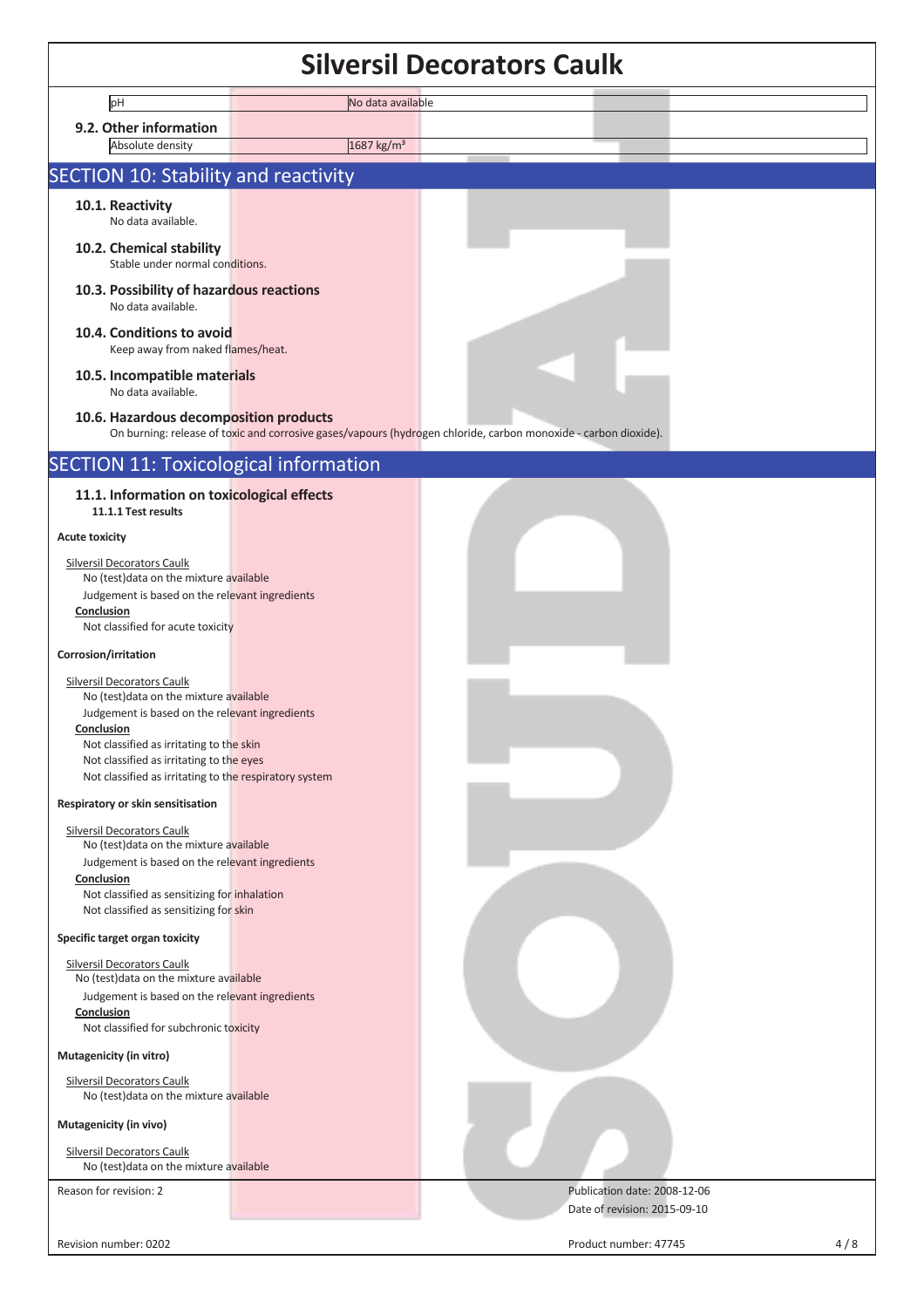| pH | No data available |
|---|---|

### 9.2. Other information

| Absolute density | 1687 kg/m³ |
|---|---|

## SECTION 10: Stability and reactivity

### 10.1. Reactivity

No data available.

### 10.2. Chemical stability

Stable under normal conditions.

### 10.3. Possibility of hazardous reactions

No data available.

### 10.4. Conditions to avoid

Keep away from naked flames/heat.

### 10.5. Incompatible materials

No data available.

### 10.6. Hazardous decomposition products

On burning: release of toxic and corrosive gases/vapours (hydrogen chloride, carbon monoxide - carbon dioxide).

## SECTION 11: Toxicological information

### 11.1. Information on toxicological effects

**11.1.1 Test results**

**Acute toxicity**

Silversil Decorators Caulk

No (test)data on the mixture available

Judgement is based on the relevant ingredients

**Conclusion**

Not classified for acute toxicity

**Corrosion/irritation**

Silversil Decorators Caulk

No (test)data on the mixture available

Judgement is based on the relevant ingredients

**Conclusion**

Not classified as irritating to the skin

Not classified as irritating to the eyes

Not classified as irritating to the respiratory system

**Respiratory or skin sensitisation**

Silversil Decorators Caulk

No (test)data on the mixture available

Judgement is based on the relevant ingredients

**Conclusion**

Not classified as sensitizing for inhalation

Not classified as sensitizing for skin

**Specific target organ toxicity**

Silversil Decorators Caulk

No (test)data on the mixture available

Judgement is based on the relevant ingredients

**Conclusion**

Not classified for subchronic toxicity

**Mutagenicity (in vitro)**

Silversil Decorators Caulk

No (test)data on the mixture available

**Mutagenicity (in vivo)**

Silversil Decorators Caulk

No (test)data on the mixture available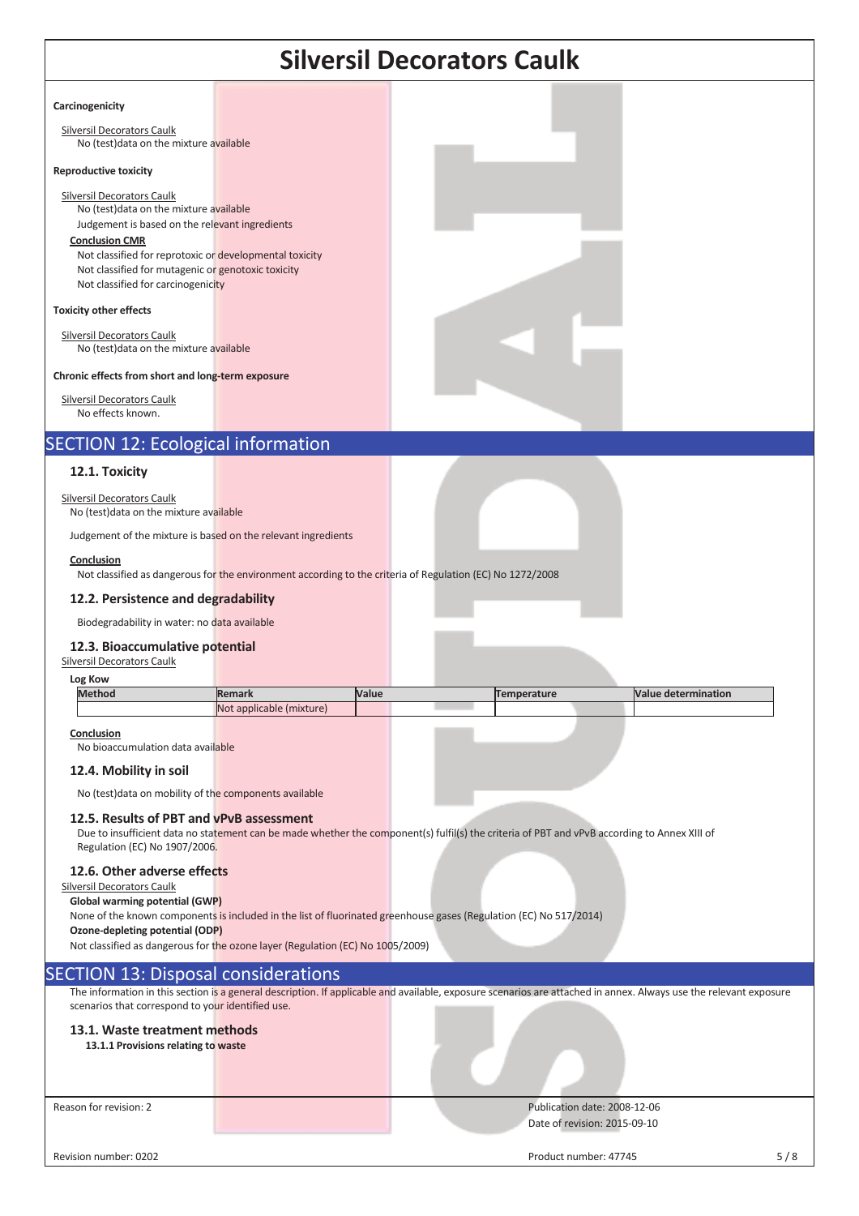**Carcinogenicity**

Silversil Decorators Caulk

No (test)data on the mixture available

**Reproductive toxicity**

Silversil Decorators Caulk

No (test)data on the mixture available

Judgement is based on the relevant ingredients

**Conclusion CMR**

Not classified for reprotoxic or developmental toxicity

Not classified for mutagenic or genotoxic toxicity

Not classified for carcinogenicity

**Toxicity other effects**

Silversil Decorators Caulk

No (test)data on the mixture available

**Chronic effects from short and long-term exposure**

Silversil Decorators Caulk

No effects known.

## SECTION 12: Ecological information

### 12.1. Toxicity

Silversil Decorators Caulk

No (test)data on the mixture available

Judgement of the mixture is based on the relevant ingredients

**Conclusion**

Not classified as dangerous for the environment according to the criteria of Regulation (EC) No 1272/2008

### 12.2. Persistence and degradability

Biodegradability in water: no data available

### 12.3. Bioaccumulative potential

Silversil Decorators Caulk

**Log Kow**

| Method | Remark | Value | Temperature | Value determination |
|---|---|---|---|---|
| | Not applicable (mixture) | | | |

**Conclusion**

No bioaccumulation data available

### 12.4. Mobility in soil

No (test)data on mobility of the components available

### 12.5. Results of PBT and vPvB assessment

Due to insufficient data no statement can be made whether the component(s) fulfil(s) the criteria of PBT and vPvB according to Annex XIII of Regulation (EC) No 1907/2006.

### 12.6. Other adverse effects

Silversil Decorators Caulk

**Global warming potential (GWP)**

None of the known components is included in the list of fluorinated greenhouse gases (Regulation (EC) No 517/2014)

**Ozone-depleting potential (ODP)**

Not classified as dangerous for the ozone layer (Regulation (EC) No 1005/2009)

## SECTION 13: Disposal considerations

The information in this section is a general description. If applicable and available, exposure scenarios are attached in annex. Always use the relevant exposure scenarios that correspond to your identified use.

### 13.1. Waste treatment methods

**13.1.1 Provisions relating to waste**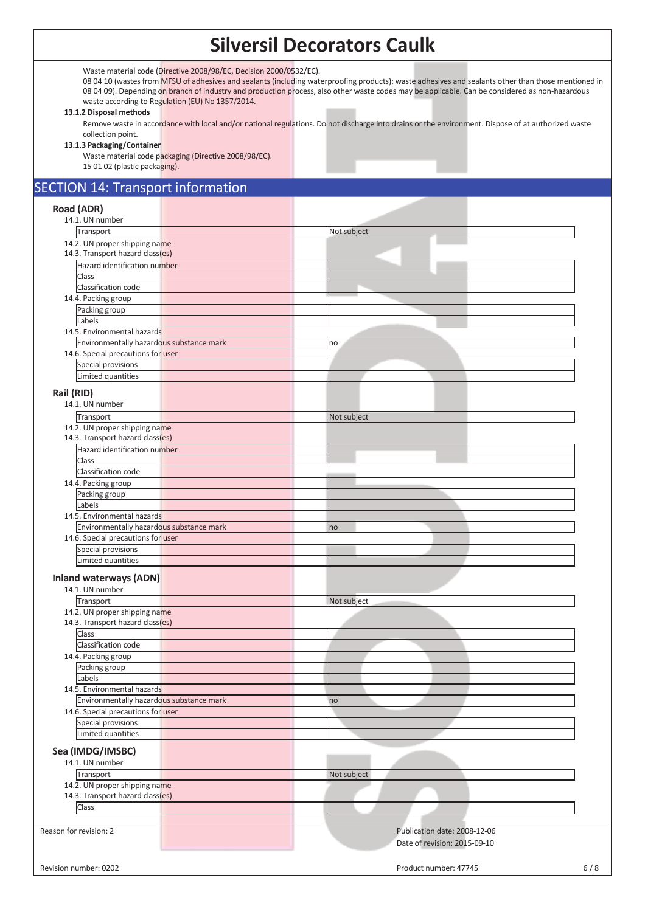Waste material code (Directive 2008/98/EC, Decision 2000/0532/EC).

08 04 10 (wastes from MFSU of adhesives and sealants (including waterproofing products): waste adhesives and sealants other than those mentioned in 08 04 09). Depending on branch of industry and production process, also other waste codes may be applicable. Can be considered as non-hazardous waste according to Regulation (EU) No 1357/2014.

**13.1.2 Disposal methods**

Remove waste in accordance with local and/or national regulations. Do not discharge into drains or the environment. Dispose of at authorized waste collection point.

**13.1.3 Packaging/Container**

Waste material code packaging (Directive 2008/98/EC).
15 01 02 (plastic packaging).

## SECTION 14: Transport information

### Road (ADR)

14.1. UN number

| | |
|---|---|
| Transport | Not subject |

14.2. UN proper shipping name

14.3. Transport hazard class(es)

| | |
|---|---|
| Hazard identification number | |
| Class | |
| Classification code | |

14.4. Packing group

| | |
|---|---|
| Packing group | |
| Labels | |

14.5. Environmental hazards

| | |
|---|---|
| Environmentally hazardous substance mark | no |

14.6. Special precautions for user

| | |
|---|---|
| Special provisions | |
| Limited quantities | |

### Rail (RID)

14.1. UN number

| | |
|---|---|
| Transport | Not subject |

14.2. UN proper shipping name

14.3. Transport hazard class(es)

| | |
|---|---|
| Hazard identification number | |
| Class | |
| Classification code | |

14.4. Packing group

| | |
|---|---|
| Packing group | |
| Labels | |

14.5. Environmental hazards

| | |
|---|---|
| Environmentally hazardous substance mark | no |

14.6. Special precautions for user

| | |
|---|---|
| Special provisions | |
| Limited quantities | |

### Inland waterways (ADN)

14.1. UN number

| | |
|---|---|
| Transport | Not subject |

14.2. UN proper shipping name

14.3. Transport hazard class(es)

| | |
|---|---|
| Class | |
| Classification code | |

14.4. Packing group

| | |
|---|---|
| Packing group | |
| Labels | |

14.5. Environmental hazards

| | |
|---|---|
| Environmentally hazardous substance mark | no |

14.6. Special precautions for user

| | |
|---|---|
| Special provisions | |
| Limited quantities | |

### Sea (IMDG/IMSBC)

14.1. UN number

| | |
|---|---|
| Transport | Not subject |

14.2. UN proper shipping name

14.3. Transport hazard class(es)

| | |
|---|---|
| Class | |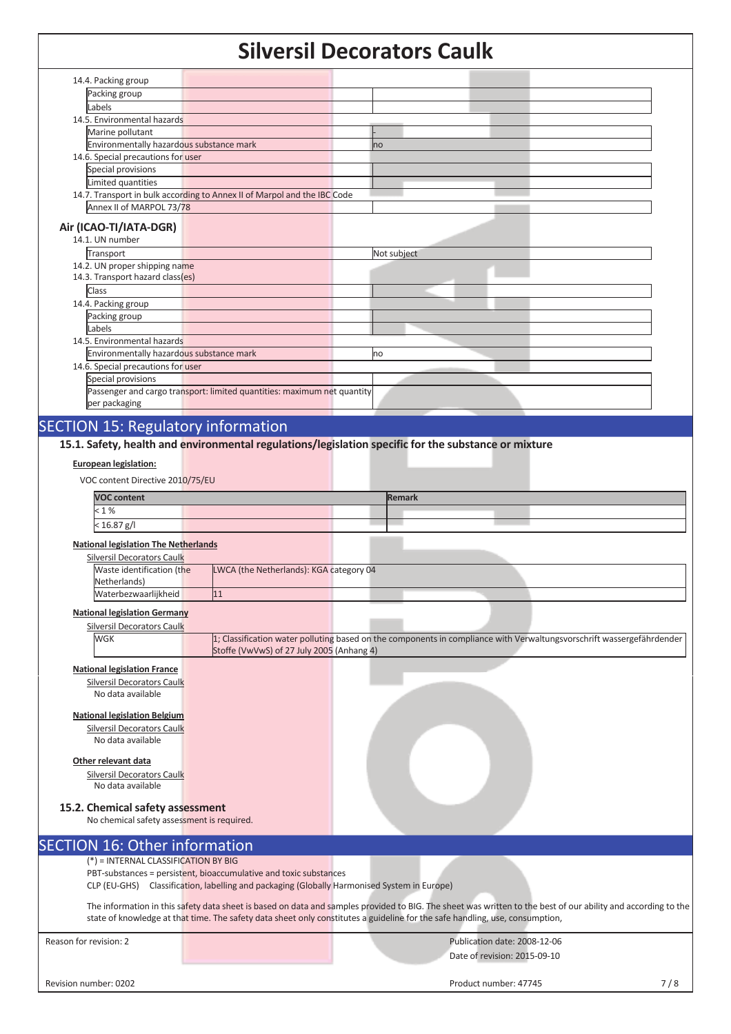14.4. Packing group

| Packing group | |
|---|---|
| Labels | |

14.5. Environmental hazards

| Marine pollutant | - |
|---|---|
| Environmentally hazardous substance mark | no |

14.6. Special precautions for user

| Special provisions | |
|---|---|
| Limited quantities | |

14.7. Transport in bulk according to Annex II of Marpol and the IBC Code

| Annex II of MARPOL 73/78 | |
|---|---|

### Air (ICAO-TI/IATA-DGR)

14.1. UN number

| Transport | Not subject |
|---|---|

14.2. UN proper shipping name

14.3. Transport hazard class(es)

| Class | |
|---|---|

14.4. Packing group

| Packing group | |
|---|---|
| Labels | |

14.5. Environmental hazards

| Environmentally hazardous substance mark | no |
|---|---|

14.6. Special precautions for user

| Special provisions | |
|---|---|
| Passenger and cargo transport: limited quantities: maximum net quantity per packaging | |

## SECTION 15: Regulatory information

### 15.1. Safety, health and environmental regulations/legislation specific for the substance or mixture

**European legislation:**

VOC content Directive 2010/75/EU

| VOC content | Remark |
|---|---|
| < 1 % | |
| < 16.87 g/l | |

**National legislation The Netherlands**

Silversil Decorators Caulk

| Waste identification (the Netherlands) | LWCA (the Netherlands): KGA category 04 |
|---|---|
| Waterbezwaarlijkheid | 11 |

**National legislation Germany**

Silversil Decorators Caulk

| WGK | 1; Classification water polluting based on the components in compliance with Verwaltungsvorschrift wassergefährdender Stoffe (VwVwS) of 27 July 2005 (Anhang 4) |
|---|---|

**National legislation France**

Silversil Decorators Caulk

No data available

**National legislation Belgium**

Silversil Decorators Caulk

No data available

**Other relevant data**

Silversil Decorators Caulk

No data available

### 15.2. Chemical safety assessment

No chemical safety assessment is required.

## SECTION 16: Other information

(*) = INTERNAL CLASSIFICATION BY BIG

PBT-substances = persistent, bioaccumulative and toxic substances

CLP (EU-GHS) Classification, labelling and packaging (Globally Harmonised System in Europe)

The information in this safety data sheet is based on data and samples provided to BIG. The sheet was written to the best of our ability and according to the state of knowledge at that time. The safety data sheet only constitutes a guideline for the safe handling, use, consumption,

Reason for revision: 2

Publication date: 2008-12-06

Date of revision: 2015-09-10

Revision number: 0202

Product number: 47745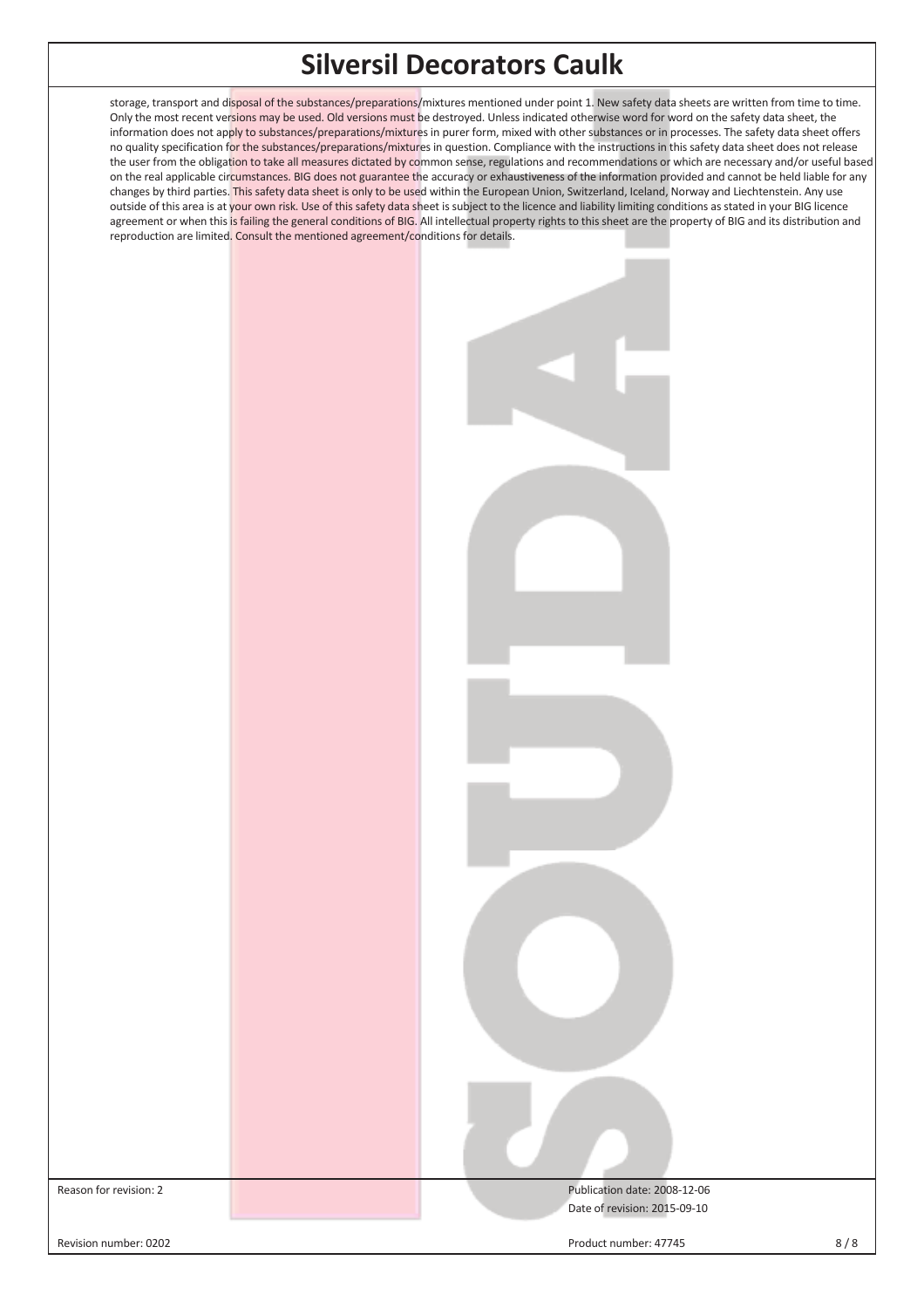storage, transport and disposal of the substances/preparations/mixtures mentioned under point 1. New safety data sheets are written from time to time. Only the most recent versions may be used. Old versions must be destroyed. Unless indicated otherwise word for word on the safety data sheet, the information does not apply to substances/preparations/mixtures in purer form, mixed with other substances or in processes. The safety data sheet offers no quality specification for the substances/preparations/mixtures in question. Compliance with the instructions in this safety data sheet does not release the user from the obligation to take all measures dictated by common sense, regulations and recommendations or which are necessary and/or useful based on the real applicable circumstances. BIG does not guarantee the accuracy or exhaustiveness of the information provided and cannot be held liable for any changes by third parties. This safety data sheet is only to be used within the European Union, Switzerland, Iceland, Norway and Liechtenstein. Any use outside of this area is at your own risk. Use of this safety data sheet is subject to the licence and liability limiting conditions as stated in your BIG licence agreement or when this is failing the general conditions of BIG. All intellectual property rights to this sheet are the property of BIG and its distribution and reproduction are limited. Consult the mentioned agreement/conditions for details.